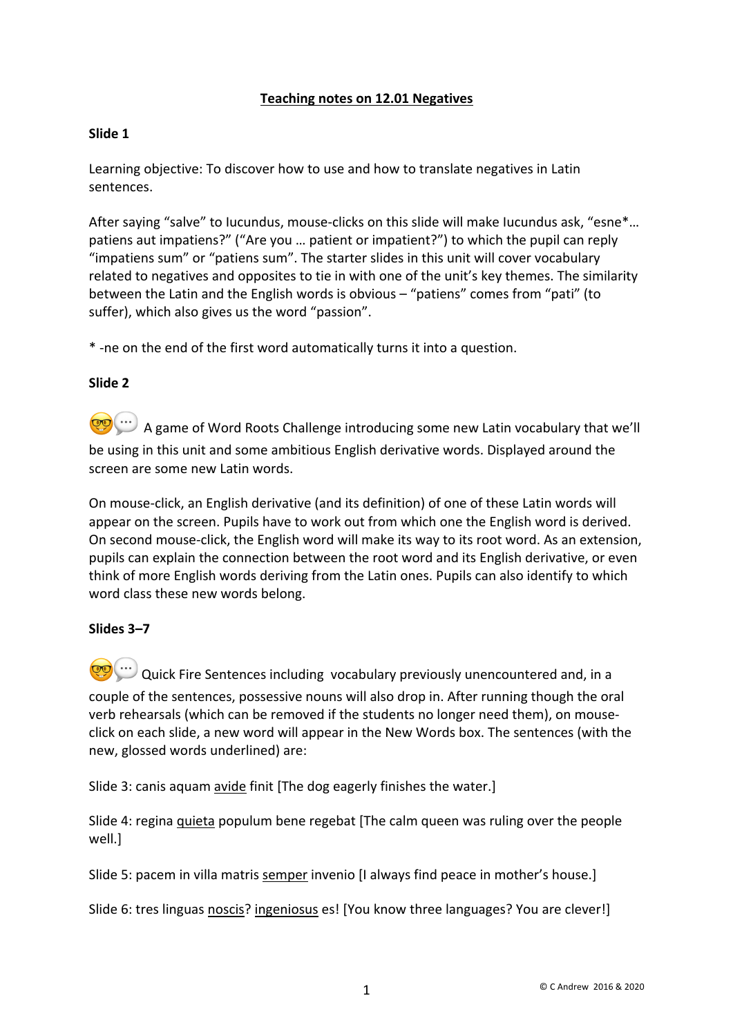# Teaching notes on 12.01 Negatives

**Slide 1**

Learning objective: To discover how to use and how to translate negatives in Latin sentences.

After saying "salve" to Iucundus, mouse-clicks on this slide will make Iucundus ask, "esne*… patiens aut impatiens?" ("Are you … patient or impatient?") to which the pupil can reply "impatiens sum" or "patiens sum". The starter slides in this unit will cover vocabulary related to negatives and opposites to tie in with one of the unit's key themes. The similarity between the Latin and the English words is obvious – "patiens" comes from "pati" (to suffer), which also gives us the word "passion".

* -ne on the end of the first word automatically turns it into a question.

**Slide 2**

🤓💬 A game of Word Roots Challenge introducing some new Latin vocabulary that we'll be using in this unit and some ambitious English derivative words. Displayed around the screen are some new Latin words.

On mouse-click, an English derivative (and its definition) of one of these Latin words will appear on the screen. Pupils have to work out from which one the English word is derived. On second mouse-click, the English word will make its way to its root word. As an extension, pupils can explain the connection between the root word and its English derivative, or even think of more English words deriving from the Latin ones. Pupils can also identify to which word class these new words belong.

**Slides 3–7**

🤓💬 Quick Fire Sentences including vocabulary previously unencountered and, in a couple of the sentences, possessive nouns will also drop in. After running though the oral verb rehearsals (which can be removed if the students no longer need them), on mouse-click on each slide, a new word will appear in the New Words box. The sentences (with the new, glossed words underlined) are:

Slide 3: canis aquam <u>avide</u> finit [The dog eagerly finishes the water.]

Slide 4: regina <u>quieta</u> populum bene regebat [The calm queen was ruling over the people well.]

Slide 5: pacem in villa matris <u>semper</u> invenio [I always find peace in mother's house.]

Slide 6: tres linguas <u>noscis</u>? <u>ingeniosus</u> es! [You know three languages? You are clever!]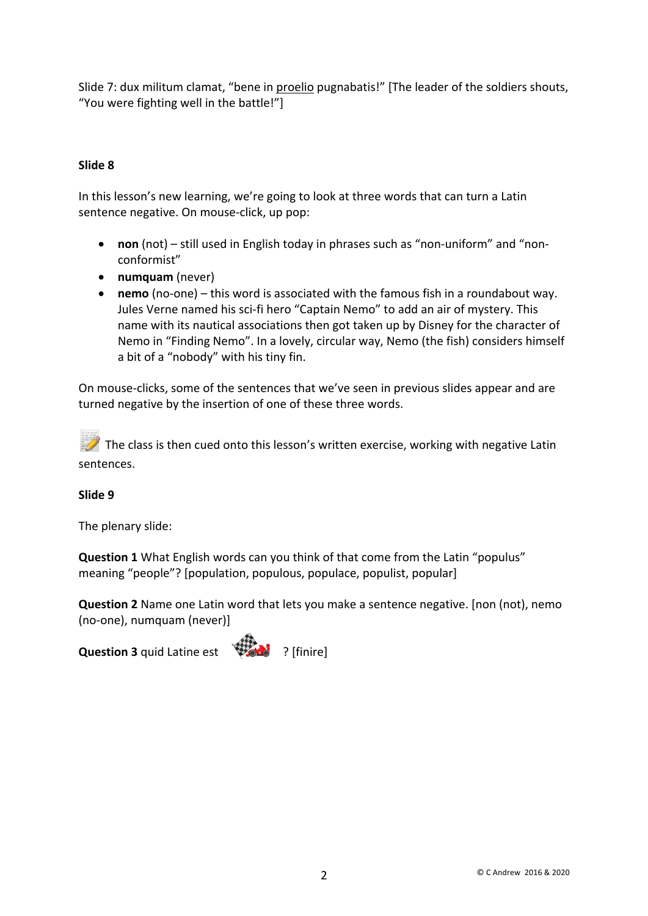Slide 7: dux militum clamat, "bene in proelio pugnabatis!" [The leader of the soldiers shouts, "You were fighting well in the battle!"]

**Slide 8**

In this lesson's new learning, we're going to look at three words that can turn a Latin sentence negative. On mouse-click, up pop:

- **non** (not) – still used in English today in phrases such as "non-uniform" and "non-conformist"
- **numquam** (never)
- **nemo** (no-one) – this word is associated with the famous fish in a roundabout way. Jules Verne named his sci-fi hero "Captain Nemo" to add an air of mystery. This name with its nautical associations then got taken up by Disney for the character of Nemo in "Finding Nemo". In a lovely, circular way, Nemo (the fish) considers himself a bit of a "nobody" with his tiny fin.

On mouse-clicks, some of the sentences that we've seen in previous slides appear and are turned negative by the insertion of one of these three words.

The class is then cued onto this lesson's written exercise, working with negative Latin sentences.

**Slide 9**

The plenary slide:

**Question 1** What English words can you think of that come from the Latin "populus" meaning "people"? [population, populous, populace, populist, popular]

**Question 2** Name one Latin word that lets you make a sentence negative. [non (not), nemo (no-one), numquam (never)]

**Question 3** quid Latine est ? [finire]

© C Andrew 2016 & 2020